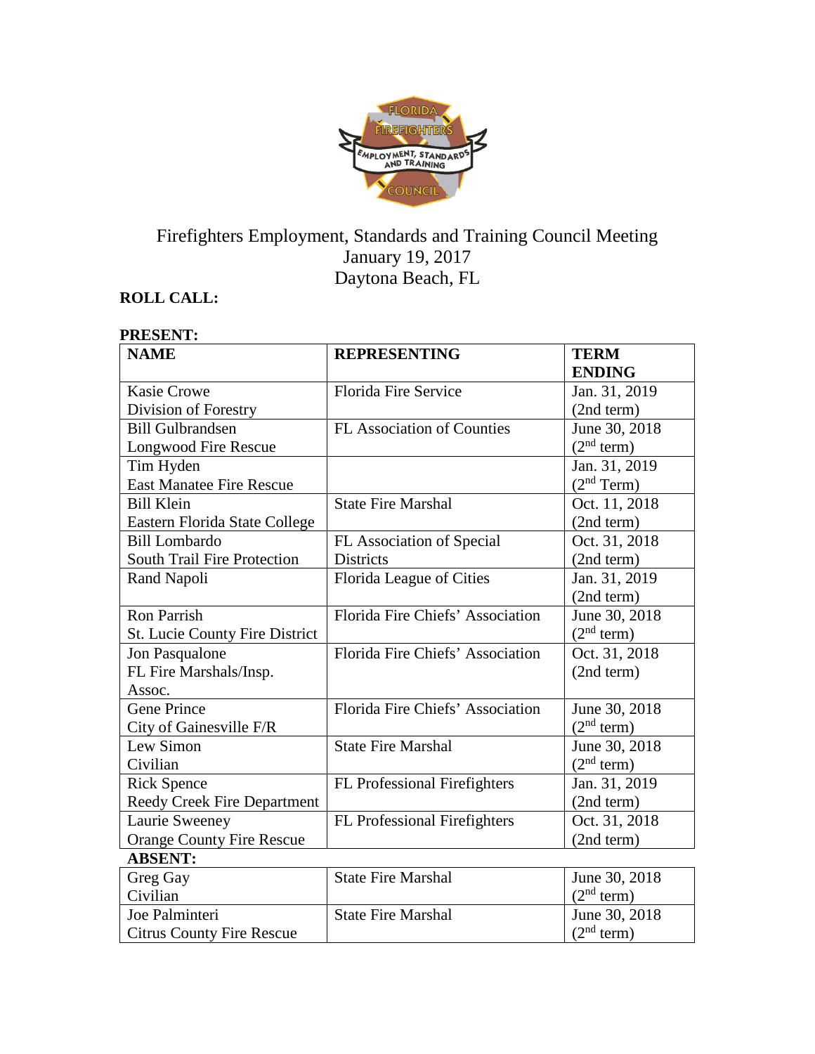# Firefighters Employment, Standards and Training Council Meeting
January 19, 2017
Daytona Beach, FL

**ROLL CALL:**

**PRESENT:**

| NAME | REPRESENTING | TERM ENDING |
|---|---|---|
| Kasie Crowe<br>Division of Forestry | Florida Fire Service | Jan. 31, 2019<br>(2nd term) |
| Bill Gulbrandsen<br>Longwood Fire Rescue | FL Association of Counties | June 30, 2018<br>(2nd term) |
| Tim Hyden<br>East Manatee Fire Rescue | | Jan. 31, 2019<br>(2nd Term) |
| Bill Klein<br>Eastern Florida State College | State Fire Marshal | Oct. 11, 2018<br>(2nd term) |
| Bill Lombardo<br>South Trail Fire Protection | FL Association of Special Districts | Oct. 31, 2018<br>(2nd term) |
| Rand Napoli | Florida League of Cities | Jan. 31, 2019<br>(2nd term) |
| Ron Parrish<br>St. Lucie County Fire District | Florida Fire Chiefs' Association | June 30, 2018<br>(2nd term) |
| Jon Pasqualone<br>FL Fire Marshals/Insp. Assoc. | Florida Fire Chiefs' Association | Oct. 31, 2018<br>(2nd term) |
| Gene Prince<br>City of Gainesville F/R | Florida Fire Chiefs' Association | June 30, 2018<br>(2nd term) |
| Lew Simon<br>Civilian | State Fire Marshal | June 30, 2018<br>(2nd term) |
| Rick Spence<br>Reedy Creek Fire Department | FL Professional Firefighters | Jan. 31, 2019<br>(2nd term) |
| Laurie Sweeney<br>Orange County Fire Rescue | FL Professional Firefighters | Oct. 31, 2018<br>(2nd term) |
| **ABSENT:** | | |
| Greg Gay<br>Civilian | State Fire Marshal | June 30, 2018<br>(2nd term) |
| Joe Palminteri<br>Citrus County Fire Rescue | State Fire Marshal | June 30, 2018<br>(2nd term) |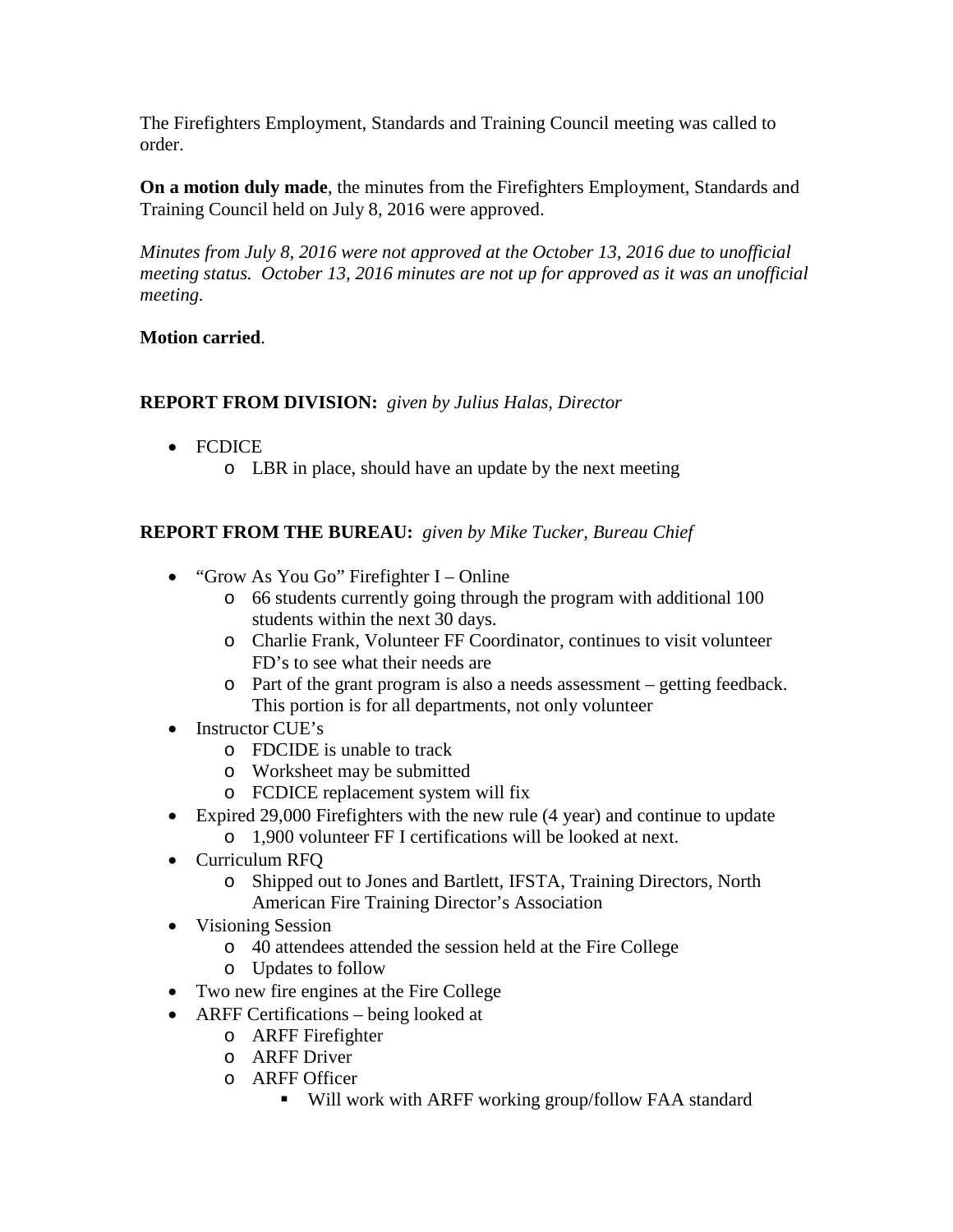The Firefighters Employment, Standards and Training Council meeting was called to order.

**On a motion duly made**, the minutes from the Firefighters Employment, Standards and Training Council held on July 8, 2016 were approved.

*Minutes from July 8, 2016 were not approved at the October 13, 2016 due to unofficial meeting status. October 13, 2016 minutes are not up for approved as it was an unofficial meeting.*

**Motion carried**.

**REPORT FROM DIVISION:** *given by Julius Halas, Director*

- FCDICE
  - LBR in place, should have an update by the next meeting

**REPORT FROM THE BUREAU:** *given by Mike Tucker, Bureau Chief*

- "Grow As You Go" Firefighter I – Online
  - 66 students currently going through the program with additional 100 students within the next 30 days.
  - Charlie Frank, Volunteer FF Coordinator, continues to visit volunteer FD's to see what their needs are
  - Part of the grant program is also a needs assessment – getting feedback. This portion is for all departments, not only volunteer
- Instructor CUE's
  - FDCIDE is unable to track
  - Worksheet may be submitted
  - FCDICE replacement system will fix
- Expired 29,000 Firefighters with the new rule (4 year) and continue to update
  - 1,900 volunteer FF I certifications will be looked at next.
- Curriculum RFQ
  - Shipped out to Jones and Bartlett, IFSTA, Training Directors, North American Fire Training Director's Association
- Visioning Session
  - 40 attendees attended the session held at the Fire College
  - Updates to follow
- Two new fire engines at the Fire College
- ARFF Certifications – being looked at
  - ARFF Firefighter
  - ARFF Driver
  - ARFF Officer
    - Will work with ARFF working group/follow FAA standard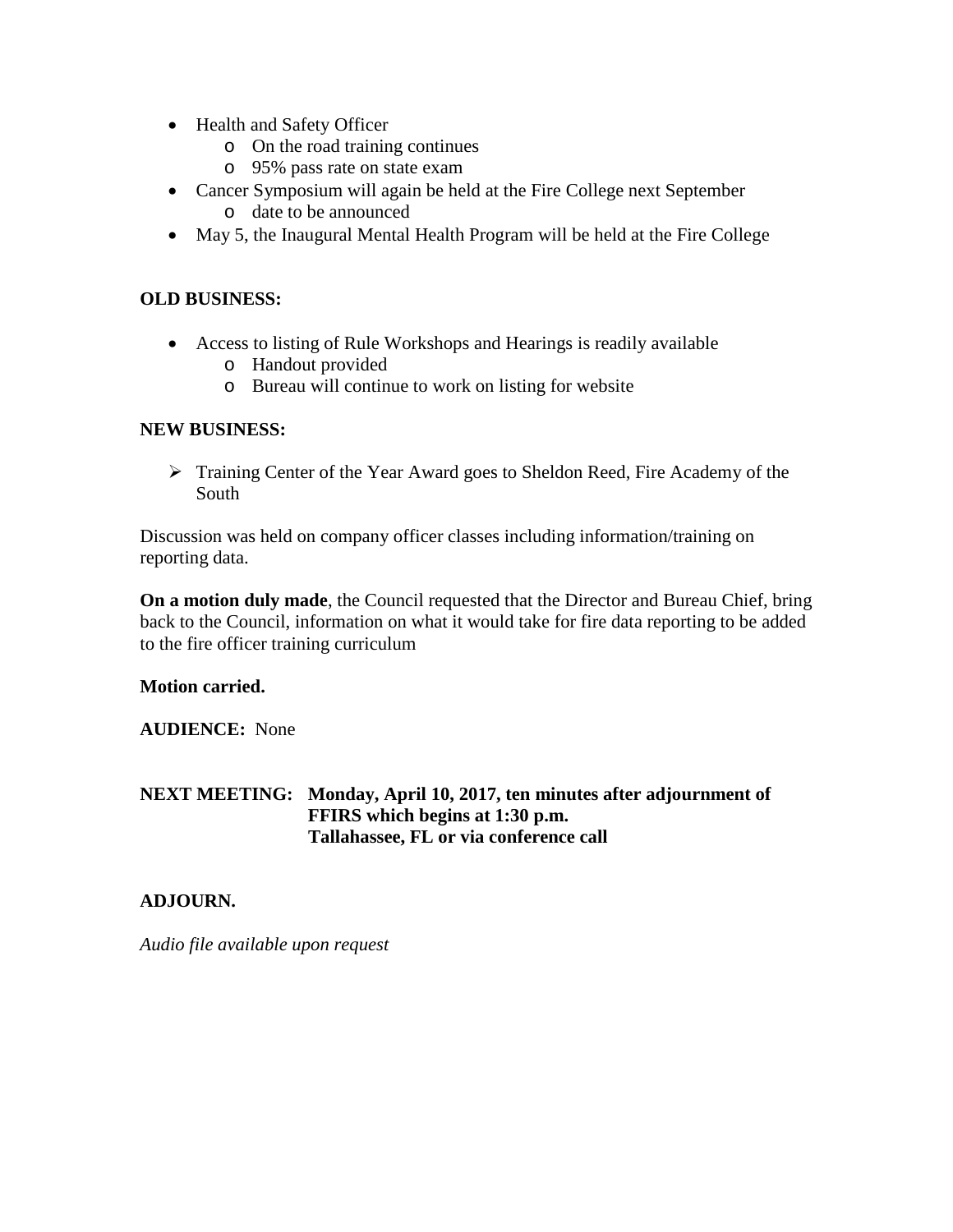- Health and Safety Officer
  - On the road training continues
  - 95% pass rate on state exam
- Cancer Symposium will again be held at the Fire College next September
  - date to be announced
- May 5, the Inaugural Mental Health Program will be held at the Fire College

**OLD BUSINESS:**

- Access to listing of Rule Workshops and Hearings is readily available
  - Handout provided
  - Bureau will continue to work on listing for website

**NEW BUSINESS:**

- Training Center of the Year Award goes to Sheldon Reed, Fire Academy of the South

Discussion was held on company officer classes including information/training on reporting data.

**On a motion duly made**, the Council requested that the Director and Bureau Chief, bring back to the Council, information on what it would take for fire data reporting to be added to the fire officer training curriculum

**Motion carried.**

**AUDIENCE:** None

**NEXT MEETING: Monday, April 10, 2017, ten minutes after adjournment of FFIRS which begins at 1:30 p.m.
Tallahassee, FL or via conference call**

**ADJOURN.**

*Audio file available upon request*